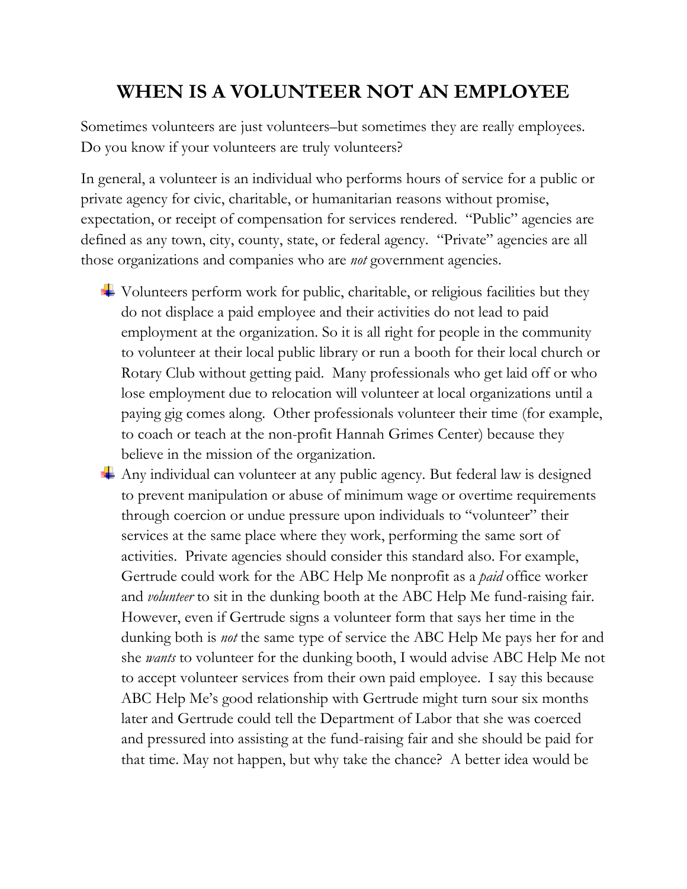# WHEN IS A VOLUNTEER NOT AN EMPLOYEE

Sometimes volunteers are just volunteers–but sometimes they are really employees. Do you know if your volunteers are truly volunteers?

In general, a volunteer is an individual who performs hours of service for a public or private agency for civic, charitable, or humanitarian reasons without promise, expectation, or receipt of compensation for services rendered. "Public" agencies are defined as any town, city, county, state, or federal agency. "Private" agencies are all those organizations and companies who are *not* government agencies.

- Volunteers perform work for public, charitable, or religious facilities but they do not displace a paid employee and their activities do not lead to paid employment at the organization. So it is all right for people in the community to volunteer at their local public library or run a booth for their local church or Rotary Club without getting paid. Many professionals who get laid off or who lose employment due to relocation will volunteer at local organizations until a paying gig comes along. Other professionals volunteer their time (for example, to coach or teach at the non-profit Hannah Grimes Center) because they believe in the mission of the organization.
- Any individual can volunteer at any public agency. But federal law is designed to prevent manipulation or abuse of minimum wage or overtime requirements through coercion or undue pressure upon individuals to "volunteer" their services at the same place where they work, performing the same sort of activities. Private agencies should consider this standard also. For example, Gertrude could work for the ABC Help Me nonprofit as a *paid* office worker and *volunteer* to sit in the dunking booth at the ABC Help Me fund-raising fair. However, even if Gertrude signs a volunteer form that says her time in the dunking both is *not* the same type of service the ABC Help Me pays her for and she *wants* to volunteer for the dunking booth, I would advise ABC Help Me not to accept volunteer services from their own paid employee. I say this because ABC Help Me's good relationship with Gertrude might turn sour six months later and Gertrude could tell the Department of Labor that she was coerced and pressured into assisting at the fund-raising fair and she should be paid for that time. May not happen, but why take the chance? A better idea would be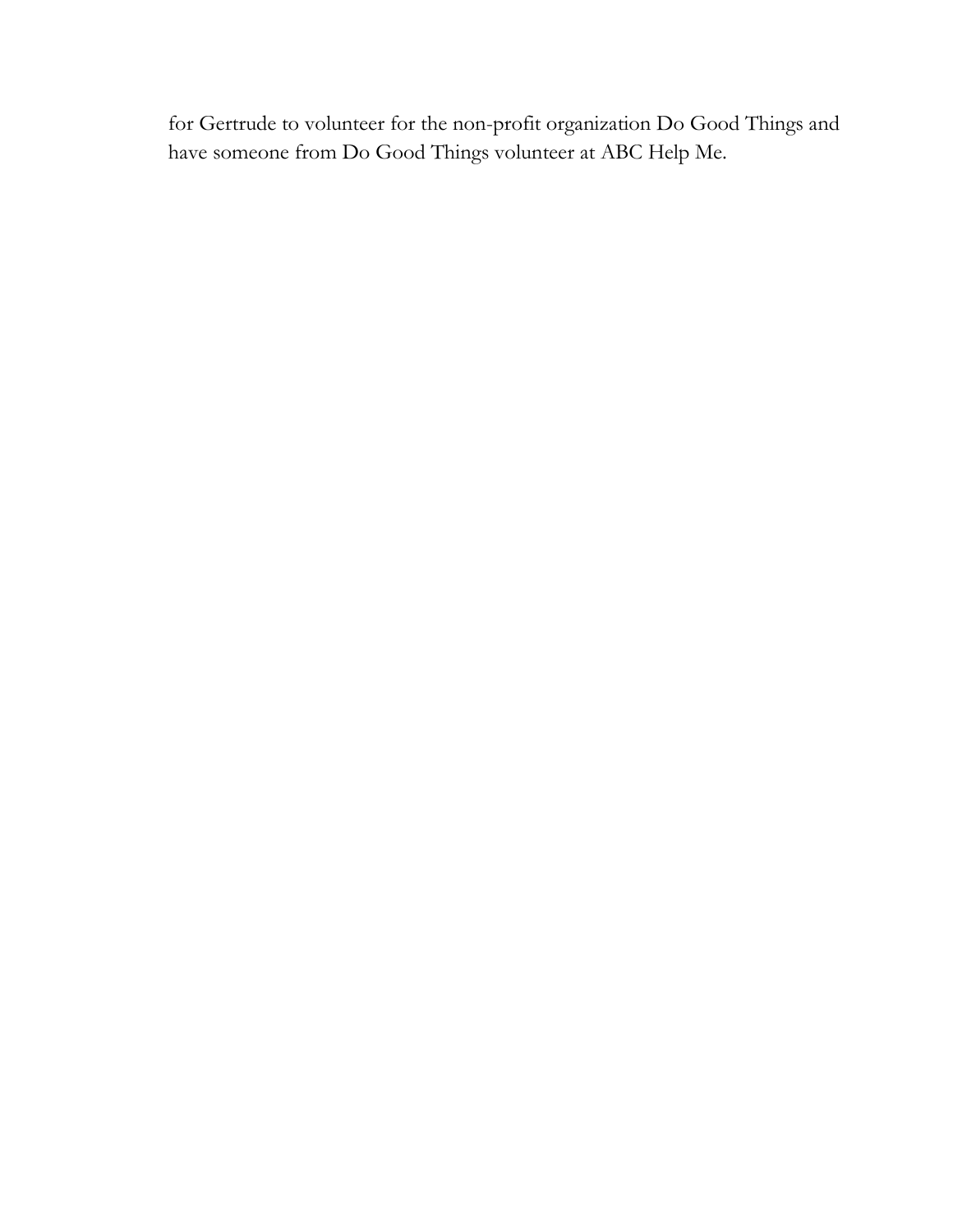for Gertrude to volunteer for the non-profit organization Do Good Things and have someone from Do Good Things volunteer at ABC Help Me.